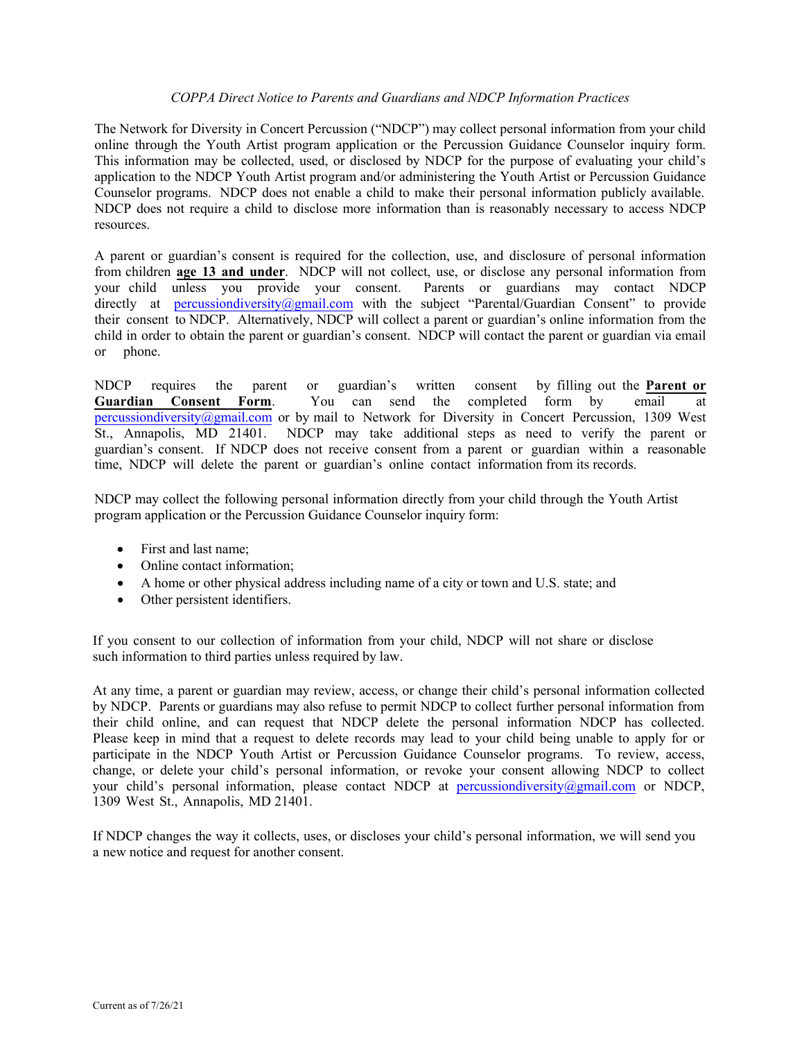*COPPA Direct Notice to Parents and Guardians and NDCP Information Practices*

The Network for Diversity in Concert Percussion ("NDCP") may collect personal information from your child online through the Youth Artist program application or the Percussion Guidance Counselor inquiry form. This information may be collected, used, or disclosed by NDCP for the purpose of evaluating your child's application to the NDCP Youth Artist program and/or administering the Youth Artist or Percussion Guidance Counselor programs. NDCP does not enable a child to make their personal information publicly available. NDCP does not require a child to disclose more information than is reasonably necessary to access NDCP resources.

A parent or guardian's consent is required for the collection, use, and disclosure of personal information from children **age 13 and under**. NDCP will not collect, use, or disclose any personal information from your child unless you provide your consent. Parents or guardians may contact NDCP directly at percussiondiversity@gmail.com with the subject "Parental/Guardian Consent" to provide their consent to NDCP. Alternatively, NDCP will collect a parent or guardian's online information from the child in order to obtain the parent or guardian's consent. NDCP will contact the parent or guardian via email or phone.

NDCP requires the parent or guardian's written consent by filling out the **Parent or Guardian Consent Form**. You can send the completed form by email at percussiondiversity@gmail.com or by mail to Network for Diversity in Concert Percussion, 1309 West St., Annapolis, MD 21401. NDCP may take additional steps as need to verify the parent or guardian's consent. If NDCP does not receive consent from a parent or guardian within a reasonable time, NDCP will delete the parent or guardian's online contact information from its records.

NDCP may collect the following personal information directly from your child through the Youth Artist program application or the Percussion Guidance Counselor inquiry form:

- First and last name;
- Online contact information;
- A home or other physical address including name of a city or town and U.S. state; and
- Other persistent identifiers.

If you consent to our collection of information from your child, NDCP will not share or disclose such information to third parties unless required by law.

At any time, a parent or guardian may review, access, or change their child's personal information collected by NDCP. Parents or guardians may also refuse to permit NDCP to collect further personal information from their child online, and can request that NDCP delete the personal information NDCP has collected. Please keep in mind that a request to delete records may lead to your child being unable to apply for or participate in the NDCP Youth Artist or Percussion Guidance Counselor programs. To review, access, change, or delete your child's personal information, or revoke your consent allowing NDCP to collect your child's personal information, please contact NDCP at percussiondiversity@gmail.com or NDCP, 1309 West St., Annapolis, MD 21401.

If NDCP changes the way it collects, uses, or discloses your child's personal information, we will send you a new notice and request for another consent.

Current as of 7/26/21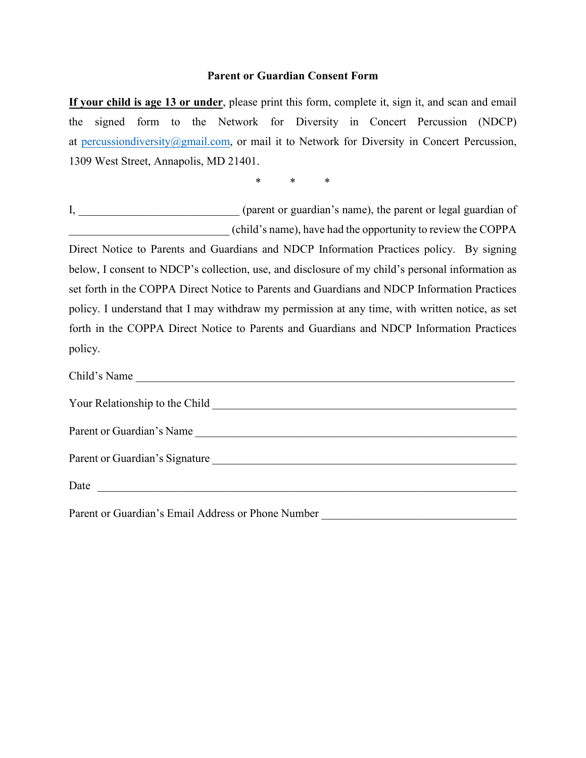**Parent or Guardian Consent Form**

**If your child is age 13 or under**, please print this form, complete it, sign it, and scan and email the signed form to the Network for Diversity in Concert Percussion (NDCP) at percussiondiversity@gmail.com, or mail it to Network for Diversity in Concert Percussion, 1309 West Street, Annapolis, MD 21401.

\*　　\*　　\*

I, ____________________________ (parent or guardian's name), the parent or legal guardian of ____________________________ (child's name), have had the opportunity to review the COPPA Direct Notice to Parents and Guardians and NDCP Information Practices policy. By signing below, I consent to NDCP's collection, use, and disclosure of my child's personal information as set forth in the COPPA Direct Notice to Parents and Guardians and NDCP Information Practices policy. I understand that I may withdraw my permission at any time, with written notice, as set forth in the COPPA Direct Notice to Parents and Guardians and NDCP Information Practices policy.

Child's Name ________________________________________________________________

Your Relationship to the Child _____________________________________________________

Parent or Guardian's Name _______________________________________________________

Parent or Guardian's Signature _____________________________________________________

Date ______________________________________________________________________

Parent or Guardian's Email Address or Phone Number __________________________________